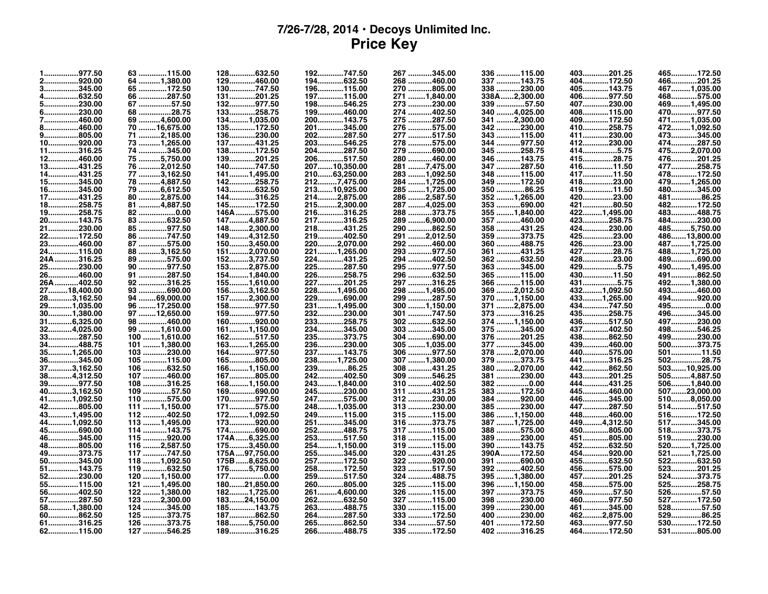# 7/26-7/28, 2014 • Decoys Unlimited Inc.
## Price Key

1...............977.50
2...............920.00
3...............345.00
4...............632.50
5...............230.00
6...............230.00
7...............460.00
8...............460.00
9...............805.00
10..............920.00
11..............316.25
12..............460.00
13..............431.25
14..............431.25
15..............345.00
16..............345.00
17..............431.25
18..............258.75
19..............258.75
20..............143.75
21..............230.00
22..............172.50
23..............460.00
24..............115.00
24A...........316.25
25..............230.00
26..............460.00
26A...........402.50
27..........18,400.00
28..........3,162.50
29..........1,035.00
30..........1,380.00
31..........6,325.00
32..........4,025.00
33..............287.50
34..............488.75
35..........1,265.00
36..............345.00
37..........3,162.50
38..........4,312.50
39..............977.50
40..........3,162.50
41..........1,092.50
42..............805.00
43..........1,495.00
44..........1,092.50
45..............690.00
46..............345.00
48..............805.00
49..............373.75
50..............345.00
51..............143.75
52..............230.00
55..............115.00
56..............402.50
57..............287.50
58..........1,380.00
60..............862.50
61..............316.25
62..............115.00
63 ............115.00
64 ..........1,380.00
65 ............172.50
66 ............287.50
67 ..............57.50
68 ..............28.75
69 ..........4,600.00
70 ........16,675.00
71 ..........2,185.00
73 ..........1,265.00
74 ............345.00
75 ..........5,750.00
76 ..........2,012.50
77 ..........3,162.50
78 ..........4,887.50
79 ..........6,612.50
80 ..........2,875.00
81 ..........4,887.50
82 ..................0.00
83 ............632.50
85 ............977.50
86 ............747.50
87 ............575.00
88 ..........3,162.50
89 ............575.00
90 ............977.50
91 ............287.50
92 ............316.25
93 ............690.00
94 ........69,000.00
96 ........17,250.00
97 ........12,650.00
98 ............460.00
99 ..........1,610.00
100 ........1,610.00
101 ........1,380.00
103 ..........230.00
105 ..........115.00
106 ..........632.50
107 ..........460.00
108 ..........316.25
109 ............57.50
110 ..........575.00
111 ........1,150.00
112 ..........402.50
113 ........1,495.00
114 ..........143.75
115 ..........920.00
116 ........2,587.50
117 ..........747.50
118 ........1,092.50
119 ..........632.50
120 ........1,150.00
121 ........1,495.00
122 ........1,380.00
123 ........2,300.00
124 ..........345.00
125 ..........373.75
126 ..........373.75
127 ..........546.25
128...........632.50
129...........460.00
130...........747.50
131...........201.25
132...........977.50
133...........258.75
134.........1,035.00
135...........172.50
136...........230.00
137...........431.25
138...........172.50
139...........201.25
140...........747.50
141.........1,495.00
142...........258.75
143...........632.50
144...........316.25
145...........172.50
146A.........575.00
147.........4,887.50
148.........2,300.00
149.........4,312.50
150.........3,450.00
151.........2,070.00
152.........3,737.50
153.........2,875.00
154.........1,840.00
155.........1,610.00
156.........3,162.50
157.........2,300.00
158...........977.50
159...........977.50
160...........920.00
161.........1,150.00
162...........517.50
163.........1,265.00
164...........977.50
165...........805.00
166.........1,150.00
167...........805.00
168.........1,150.00
169...........690.00
170...........977.50
171...........575.00
172.........1,092.50
173...........920.00
174...........690.00
174A.......6,325.00
175.........3,450.00
175A....97,750.00
175B......8,625.00
176.........5,750.00
177.................0.00
180.......21,850.00
182.........1,725.00
183.......24,150.00
185...........143.75
187...........862.50
188.........5,750.00
189...........316.25
192...........747.50
194...........632.50
196...........115.00
197...........115.00
198...........546.25
199...........460.00
200...........143.75
201...........345.00
202...........287.50
203...........546.25
204...........287.50
206...........517.50
207.......10,350.00
210.......63,250.00
212.........7,475.00
213.......10,925.00
214.........2,875.00
215.........2,300.00
216...........316.25
217...........316.25
218...........431.25
219...........402.50
220.........2,070.00
221.........1,265.00
224...........431.25
225...........287.50
226...........258.75
227...........201.25
228.........1,495.00
229...........690.00
231.........1,495.00
232...........230.00
233...........258.75
234...........345.00
235...........373.75
236...........230.00
237...........143.75
238.........1,725.00
239.............86.25
242...........402.50
243.........1,840.00
245...........230.00
247...........575.00
248.........1,035.00
249...........115.00
251...........345.00
252...........488.75
253...........517.50
254.........1,150.00
255...........345.00
257...........172.50
258...........172.50
259...........517.50
260...........805.00
261.........4,600.00
262...........632.50
263...........488.75
264...........287.50
265...........862.50
266...........488.75
267 ..........345.00
268 ..........460.00
270 ..........805.00
271 ........1,840.00
273 ..........230.00
274 ..........402.50
275 ..........287.50
276 ..........575.00
277 ..........517.50
278 ..........575.00
279 ..........690.00
280 ..........460.00
281 ........7,475.00
283 ........1,092.50
284 ........1,725.00
285 ........1,725.00
286 ........2,587.50
287 ........4,025.00
288 ..........373.75
289 ........6,900.00
290 ..........862.50
291 ........2,012.50
292 ..........460.00
293 ..........977.50
294 ..........402.50
295 ..........977.50
296 ..........632.50
297 ..........316.25
298 ........1,495.00
299 ..........287.50
300 ........1,150.00
301 ..........747.50
302 ..........632.50
303 ..........345.00
304 ..........690.00
305 ........1,035.00
306 ..........977.50
307 ........1,380.00
308 ..........431.25
309 ..........546.25
310 ..........402.50
311 ..........431.25
312 ..........230.00
313 ..........230.00
315 ..........115.00
316 ..........373.75
317 ..........115.00
318 ..........115.00
319 ..........115.00
320 ..........431.25
322 ..........920.00
323 ..........517.50
324 ..........488.75
325 ..........115.00
326 ..........115.00
327 ..........115.00
330 ..........115.00
333 ..........172.50
334 ............57.50
335 ..........172.50
336 ..........115.00
337 ..........143.75
338 ..........230.00
338A......2,300.00
339 ............57.50
340 ........4,025.00
341 ........2,300.00
342 ..........230.00
343 ..........115.00
344 ..........977.50
345 ..........258.75
346 ..........143.75
347 ..........287.50
348 ..........115.00
349 ..........172.50
350 ............86.25
352 ........1,265.00
353 ..........690.00
355 ........1,840.00
357 ..........460.00
358 ..........431.25
359 ..........373.75
360 ..........488.75
361 ..........431.25
362 ..........632.50
363 ..........345.00
365 ..........115.00
366 ..........115.00
369 ........2,012.50
370 ........1,150.00
371 ........2,875.00
373 ..........316.25
374 ........1,150.00
375 ..........345.00
376 ..........201.25
377 ..........345.00
378 ........2,070.00
379 ..........373.75
380 ........2,070.00
381 ..........230.00
382 ................0.00
383 ..........172.50
384 ..........920.00
385 ..........230.00
386 ........1,150.00
387 ........1,725.00
388 ..........575.00
389 ..........230.00
390 ..........143.75
390A.........172.50
391 ..........690.00
392 ..........402.50
395 ........1,380.00
396 ........1,150.00
397 ..........373.75
398 ..........230.00
399 ..........230.00
400 ..........230.00
401 ..........172.50
402 ..........316.25
403...........201.25
404...........172.50
405...........143.75
406...........977.50
407...........230.00
408...........115.00
409...........172.50
410...........258.75
411...........230.00
412...........230.00
414...............5.75
415.............28.75
416.............11.50
417.............11.50
418.............23.00
419.............11.50
420.............23.00
421.............80.50
422.........1,495.00
423...........258.75
424...........230.00
425.............23.00
426.............23.00
427.............28.75
428.............23.00
429...............5.75
430.............11.50
431...............5.75
432.........1,092.50
433.........1,265.00
434...........747.50
435...........258.75
436...........517.50
437...........402.50
438...........862.50
439...........460.00
440...........575.00
441...........316.25
442...........862.50
443...........201.25
444...........431.25
445...........460.00
446...........345.00
447...........287.50
448...........460.00
449.........4,312.50
450...........805.00
451...........805.00
452...........632.50
454...........920.00
455...........632.50
456...........575.00
457...........201.25
458...........575.00
459.............57.50
460...........977.50
461...........345.00
462.........2,875.00
463...........977.50
464...........172.50
465...........172.50
466...........201.25
467.........1,035.00
468...........575.00
469.........1,495.00
470...........977.50
471.........1,035.00
472.........1,092.50
473...........345.00
474...........287.50
475.........2,070.00
476...........201.25
477...........258.75
478...........172.50
479.........1,265.00
480...........345.00
481.............86.25
482...........172.50
483...........488.75
484...........230.00
485.........5,750.00
486.......13,800.00
487.........1,725.00
488.........1,725.00
489...........690.00
490.........1,495.00
491...........862.50
492.........1,380.00
493...........460.00
494...........920.00
495.................0.00
496...........345.00
497...........230.00
498...........546.25
499...........230.00
500...........373.75
501.............11.50
502.............28.75
503.......10,925.00
505.........4,887.50
506.........1,840.00
507.......23,000.00
510.........8,050.00
514...........517.50
516...........172.50
517...........345.00
518...........373.75
519...........230.00
520.........1,725.00
521.........1,725.00
522...........632.50
523...........201.25
524...........373.75
525...........258.75
526.............57.50
527...........172.50
528.............57.50
529.............86.25
530...........172.50
531...........805.00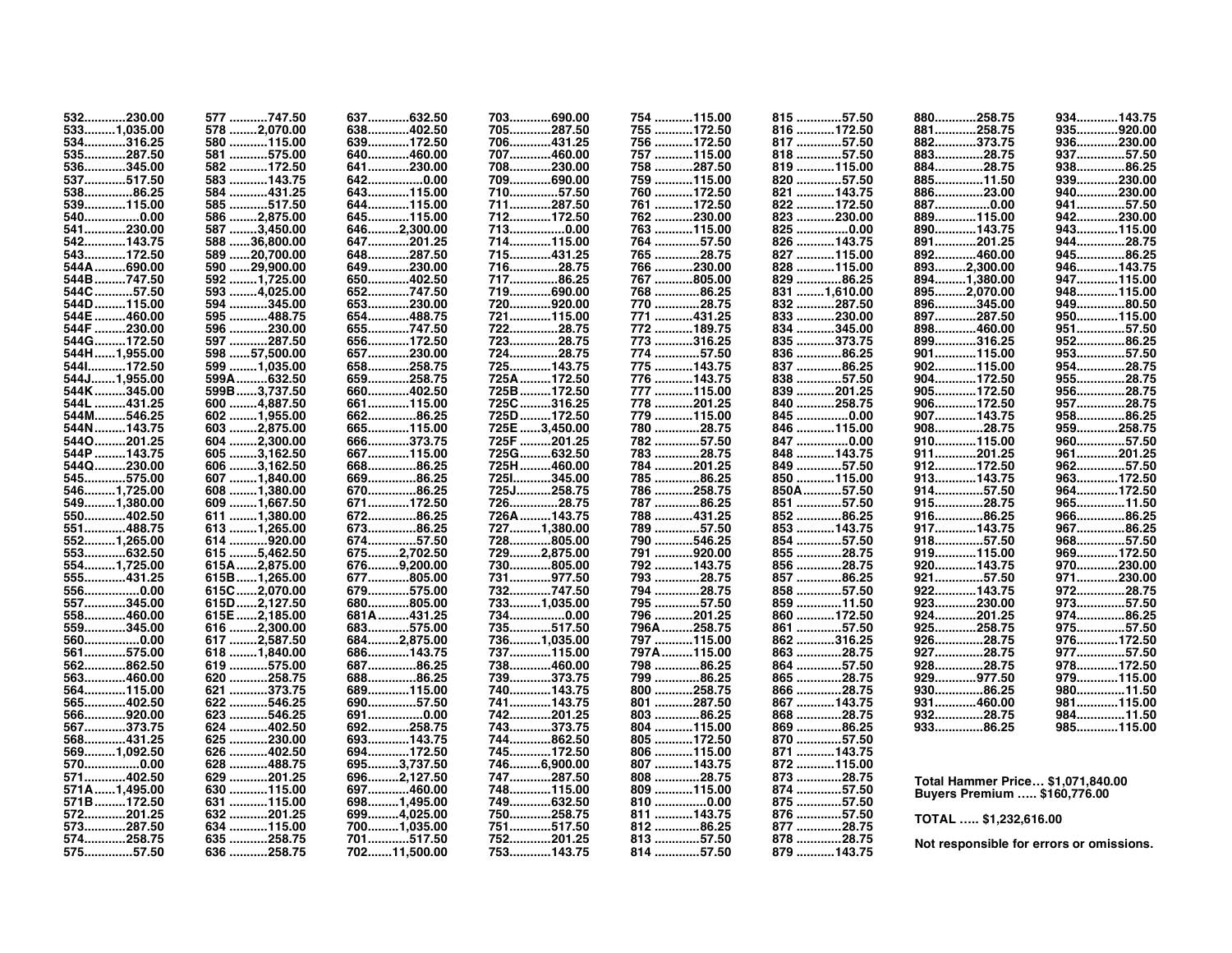| | | | | | | | |
|---|---|---|---|---|---|---|---|
| 532............230.00 | 577 ...........747.50 | 637............632.50 | 703............690.00 | 754 ...........115.00 | 815 .............57.50 | 880............258.75 | 934............143.75 |
| 533.........1,035.00 | 578 ........2,070.00 | 638............402.50 | 705............287.50 | 755 ...........172.50 | 816 ...........172.50 | 881............258.75 | 935............920.00 |
| 534............316.25 | 580 ...........115.00 | 639............172.50 | 706............431.25 | 756 ...........172.50 | 817 .............57.50 | 882............373.75 | 936............230.00 |
| 535............287.50 | 581 ...........575.00 | 640............460.00 | 707............460.00 | 757 ...........115.00 | 818 .............57.50 | 883..............28.75 | 937..............57.50 |
| 536............345.00 | 582 ...........172.50 | 641............230.00 | 708............230.00 | 758 ...........287.50 | 819 ...........115.00 | 884..............28.75 | 938..............86.25 |
| 537............517.50 | 583 ...........143.75 | 642..................0.00 | 709............690.00 | 759 ...........115.00 | 820 .............57.50 | 885..............11.50 | 939............230.00 |
| 538..............86.25 | 584 ...........431.25 | 643............115.00 | 710..............57.50 | 760 ...........172.50 | 821 ...........143.75 | 886..............23.00 | 940............230.00 |
| 539............115.00 | 585 ...........517.50 | 644............115.00 | 711............287.50 | 761 ...........172.50 | 822 ...........172.50 | 887..................0.00 | 941..............57.50 |
| 540..................0.00 | 586 ........2,875.00 | 645............115.00 | 712............172.50 | 762 ...........230.00 | 823 ...........230.00 | 889............115.00 | 942............230.00 |
| 541............230.00 | 587 ........3,450.00 | 646.........2,300.00 | 713..................0.00 | 763 ...........115.00 | 825 ..................0.00 | 890............143.75 | 943............115.00 |
| 542............143.75 | 588 ......36,800.00 | 647............201.25 | 714............115.00 | 764 .............57.50 | 826 ...........143.75 | 891............201.25 | 944..............28.75 |
| 543............172.50 | 589 ......20,700.00 | 648............287.50 | 715............431.25 | 765 .............28.75 | 827 ...........115.00 | 892............460.00 | 945..............86.25 |
| 544A.........690.00 | 590 ......29,900.00 | 649............230.00 | 716..............28.75 | 766 ...........230.00 | 828 ...........115.00 | 893.........2,300.00 | 946............143.75 |
| 544B.........747.50 | 592 ........1,725.00 | 650............402.50 | 717..............86.25 | 767 ...........805.00 | 829 .............86.25 | 894.........1,380.00 | 947............115.00 |
| 544C...........57.50 | 593 ........4,025.00 | 652............747.50 | 719............690.00 | 768 .............86.25 | 831 ........1,610.00 | 895.........2,070.00 | 948............115.00 |
| 544D.........115.00 | 594 ...........345.00 | 653............230.00 | 720............920.00 | 770 .............28.75 | 832 ...........287.50 | 896............345.00 | 949..............80.50 |
| 544E .........460.00 | 595 ...........488.75 | 654............488.75 | 721............115.00 | 771 ...........431.25 | 833 ...........230.00 | 897............287.50 | 950............115.00 |
| 544F .........230.00 | 596 ...........230.00 | 655............747.50 | 722..............28.75 | 772 ...........189.75 | 834 ...........345.00 | 898............460.00 | 951..............57.50 |
| 544G.........172.50 | 597 ...........287.50 | 656............172.50 | 723..............28.75 | 773 ...........316.25 | 835 ...........373.75 | 899............316.25 | 952..............86.25 |
| 544H......1,955.00 | 598 ......57,500.00 | 657............230.00 | 724..............28.75 | 774 .............57.50 | 836 .............86.25 | 901............115.00 | 953..............57.50 |
| 544I..........172.50 | 599 ........1,035.00 | 658............258.75 | 725............143.75 | 775 ...........143.75 | 837 .............86.25 | 902............115.00 | 954..............28.75 |
| 544J.......1,955.00 | 599A.........632.50 | 659............258.75 | 725A.........172.50 | 776 ...........143.75 | 838 .............57.50 | 904............172.50 | 955..............28.75 |
| 544K.........345.00 | 599B......3,737.50 | 660............402.50 | 725B.........172.50 | 777 ...........115.00 | 839 ...........201.25 | 905............172.50 | 956..............28.75 |
| 544L .........431.25 | 600 ........4,887.50 | 661............115.00 | 725C.........316.25 | 778 ...........201.25 | 840 ...........258.75 | 906............172.50 | 957..............28.75 |
| 544M.........546.25 | 602 ........1,955.00 | 662..............86.25 | 725D.........172.50 | 779 ...........115.00 | 845 ..................0.00 | 907............143.75 | 958..............86.25 |
| 544N.........143.75 | 603 ........2,875.00 | 665............115.00 | 725E ......3,450.00 | 780 .............28.75 | 846 ...........115.00 | 908..............28.75 | 959............258.75 |
| 544O.........201.25 | 604 ........2,300.00 | 666............373.75 | 725F .........201.25 | 782 .............57.50 | 847 ..................0.00 | 910............115.00 | 960..............57.50 |
| 544P .........143.75 | 605 ........3,162.50 | 667............115.00 | 725G.........632.50 | 783 .............28.75 | 848 ...........143.75 | 911............201.25 | 961............201.25 |
| 544Q.........230.00 | 606 ........3,162.50 | 668..............86.25 | 725H.........460.00 | 784 ...........201.25 | 849 .............57.50 | 912............172.50 | 962..............57.50 |
| 545............575.00 | 607 ........1,840.00 | 669..............86.25 | 725I..........345.00 | 785 .............86.25 | 850 ...........115.00 | 913............143.75 | 963............172.50 |
| 546.........1,725.00 | 608 ........1,380.00 | 670..............86.25 | 725J..........258.75 | 786 ...........258.75 | 850A............57.50 | 914..............57.50 | 964............172.50 |
| 549.........1,380.00 | 609 ........1,667.50 | 671............172.50 | 726..............28.75 | 787 .............86.25 | 851 .............57.50 | 915..............28.75 | 965..............11.50 |
| 550............402.50 | 611 ........1,380.00 | 672..............86.25 | 726A.........143.75 | 788 ...........431.25 | 852 .............86.25 | 916..............86.25 | 966..............86.25 |
| 551............488.75 | 613 ........1,265.00 | 673..............86.25 | 727.........1,380.00 | 789 .............57.50 | 853 ...........143.75 | 917............143.75 | 967..............86.25 |
| 552.........1,265.00 | 614 ...........920.00 | 674..............57.50 | 728............805.00 | 790 ...........546.25 | 854 .............57.50 | 918..............57.50 | 968..............57.50 |
| 553............632.50 | 615 ........5,462.50 | 675.........2,702.50 | 729.........2,875.00 | 791 ...........920.00 | 855 .............28.75 | 919............115.00 | 969............172.50 |
| 554.........1,725.00 | 615A......2,875.00 | 676.........9,200.00 | 730............805.00 | 792 ...........143.75 | 856 .............28.75 | 920............143.75 | 970............230.00 |
| 555............431.25 | 615B......1,265.00 | 677............805.00 | 731............977.50 | 793 .............28.75 | 857 .............86.25 | 921..............57.50 | 971............230.00 |
| 556..................0.00 | 615C......2,070.00 | 679............575.00 | 732............747.50 | 794 .............28.75 | 858 .............57.50 | 922............143.75 | 972..............28.75 |
| 557............345.00 | 615D......2,127.50 | 680............805.00 | 733.........1,035.00 | 795 .............57.50 | 859 .............11.50 | 923............230.00 | 973..............57.50 |
| 558............460.00 | 615E......2,185.00 | 681A.........431.25 | 734..................0.00 | 796 ...........201.25 | 860 ...........172.50 | 924............201.25 | 974..............86.25 |
| 559............345.00 | 616 ........2,300.00 | 683............575.00 | 735............517.50 | 796A.........258.75 | 861 .............57.50 | 925............258.75 | 975..............57.50 |
| 560..................0.00 | 617 ........2,587.50 | 684.........2,875.00 | 736.........1,035.00 | 797 ...........115.00 | 862 ...........316.25 | 926..............28.75 | 976............172.50 |
| 561............575.00 | 618 ........1,840.00 | 686............143.75 | 737............115.00 | 797A.........115.00 | 863 .............28.75 | 927..............28.75 | 977..............57.50 |
| 562............862.50 | 619 ...........575.00 | 687..............86.25 | 738............460.00 | 798 .............86.25 | 864 .............57.50 | 928..............28.75 | 978............172.50 |
| 563............460.00 | 620 ...........258.75 | 688..............86.25 | 739............373.75 | 799 .............86.25 | 865 .............28.75 | 929............977.50 | 979............115.00 |
| 564............115.00 | 621 ...........373.75 | 689............115.00 | 740............143.75 | 800 ...........258.75 | 866 .............28.75 | 930..............86.25 | 980..............11.50 |
| 565............402.50 | 622 ...........546.25 | 690..............57.50 | 741............143.75 | 801 ...........287.50 | 867 ...........143.75 | 931............460.00 | 981............115.00 |
| 566............920.00 | 623 ...........546.25 | 691..................0.00 | 742............201.25 | 803 .............86.25 | 868 .............28.75 | 932..............28.75 | 984..............11.50 |
| 567............373.75 | 624 ...........402.50 | 692............258.75 | 743............373.75 | 804 ...........115.00 | 869 .............86.25 | 933..............86.25 | 985............115.00 |
| 568............431.25 | 625 ...........230.00 | 693............143.75 | 744............862.50 | 805 ...........172.50 | 870 .............57.50 | | |
| 569.........1,092.50 | 626 ...........402.50 | 694............172.50 | 745............172.50 | 806 ...........115.00 | 871 ...........143.75 | | |
| 570..................0.00 | 628 ...........488.75 | 695.........3,737.50 | 746.........6,900.00 | 807 ...........143.75 | 872 ...........115.00 | | |
| 571............402.50 | 629 ...........201.25 | 696.........2,127.50 | 747............287.50 | 808 .............28.75 | 873 .............28.75 | | |
| 571A......1,495.00 | 630 ...........115.00 | 697............460.00 | 748............115.00 | 809 ...........115.00 | 874 .............57.50 | | |
| 571B.........172.50 | 631 ...........115.00 | 698.........1,495.00 | 749............632.50 | 810 ..................0.00 | 875 .............57.50 | | |
| 572............201.25 | 632 ...........201.25 | 699.........4,025.00 | 750............258.75 | 811 ...........143.75 | 876 .............57.50 | | |
| 573............287.50 | 634 ...........115.00 | 700.........1,035.00 | 751............517.50 | 812 .............86.25 | 877 .............28.75 | | |
| 574............258.75 | 635 ...........258.75 | 701............517.50 | 752............201.25 | 813 .............57.50 | 878 .............28.75 | | |
| 575..............57.50 | 636 ...........258.75 | 702.......11,500.00 | 753............143.75 | 814 .............57.50 | 879 ...........143.75 | | |

**Total Hammer Price… $1,071,840.00**
**Buyers Premium ….. $160,776.00**

**TOTAL ….. $1,232,616.00**

**Not responsible for errors or omissions.**